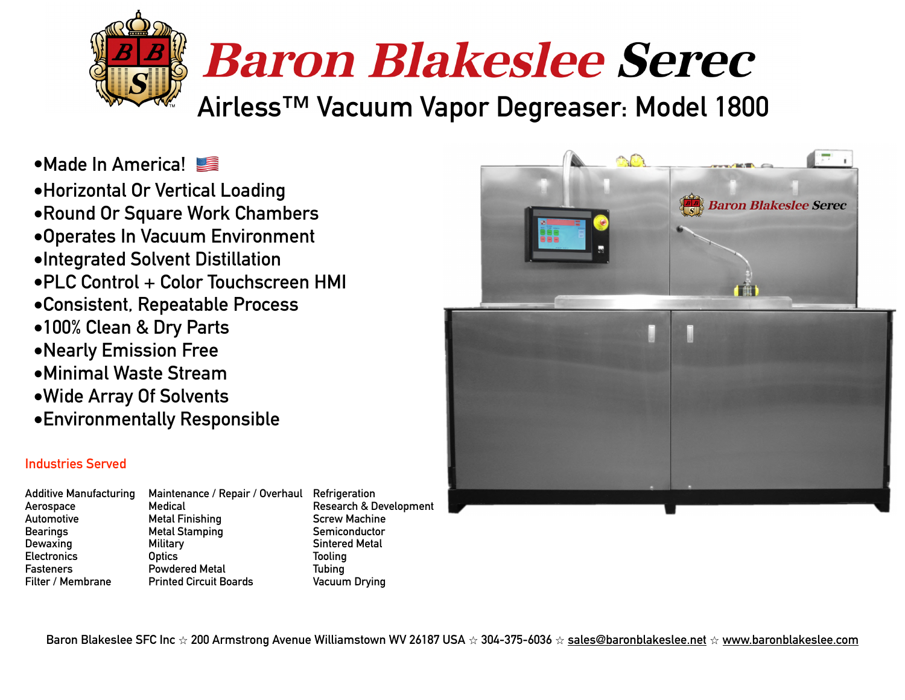# Baron Blakeslee Serec

## Airless™ Vacuum Vapor Degreaser: Model 1800

- Made In America!
- Horizontal Or Vertical Loading
- Round Or Square Work Chambers
- Operates In Vacuum Environment
- Integrated Solvent Distillation
- PLC Control + Color Touchscreen HMI
- Consistent, Repeatable Process
- 100% Clean & Dry Parts
- Nearly Emission Free
- Minimal Waste Stream
- Wide Array Of Solvents
- Environmentally Responsible

### Industries Served

Additive Manufacturing
Aerospace
Automotive
Bearings
Dewaxing
Electronics
Fasteners
Filter / Membrane
Maintenance / Repair / Overhaul
Medical
Metal Finishing
Metal Stamping
Military
Optics
Powdered Metal
Printed Circuit Boards
Refrigeration
Research & Development
Screw Machine
Semiconductor
Sintered Metal
Tooling
Tubing
Vacuum Drying

Baron Blakeslee SFC Inc ☆ 200 Armstrong Avenue Williamstown WV 26187 USA ☆ 304-375-6036 ☆ sales@baronblakeslee.net ☆ www.baronblakeslee.com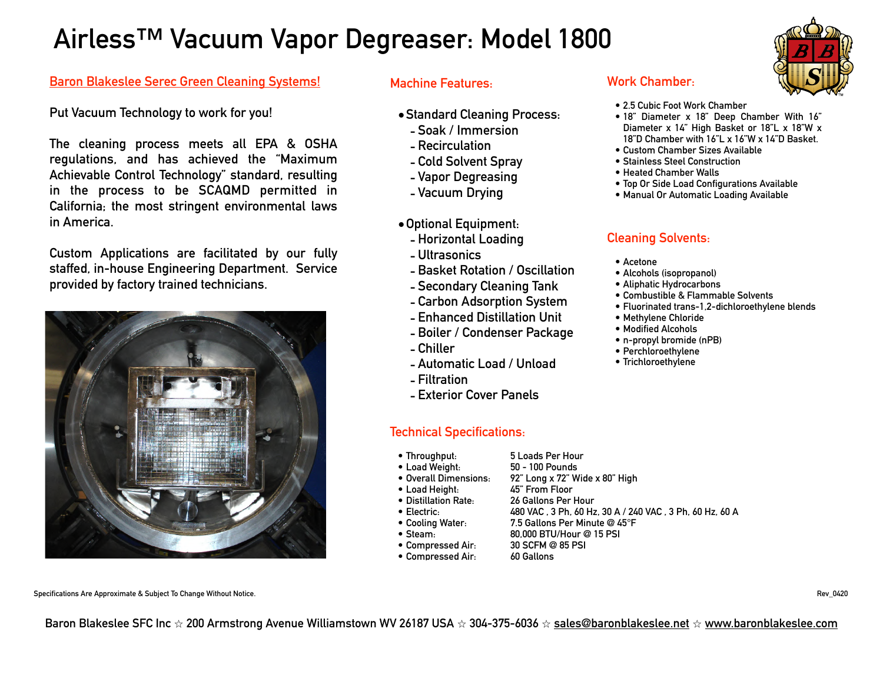# Airless™ Vacuum Vapor Degreaser: Model 1800

## Baron Blakeslee Serec Green Cleaning Systems!

Put Vacuum Technology to work for you!

The cleaning process meets all EPA & OSHA regulations, and has achieved the "Maximum Achievable Control Technology" standard, resulting in the process to be SCAQMD permitted in California; the most stringent environmental laws in America.

Custom Applications are facilitated by our fully staffed, in-house Engineering Department. Service provided by factory trained technicians.

## Machine Features:

- Standard Cleaning Process:
  - Soak / Immersion
  - Recirculation
  - Cold Solvent Spray
  - Vapor Degreasing
  - Vacuum Drying
- Optional Equipment:
  - Horizontal Loading
  - Ultrasonics
  - Basket Rotation / Oscillation
  - Secondary Cleaning Tank
  - Carbon Adsorption System
  - Enhanced Distillation Unit
  - Boiler / Condenser Package
  - Chiller
  - Automatic Load / Unload
  - Filtration
  - Exterior Cover Panels

## Work Chamber:

- 2.5 Cubic Foot Work Chamber
- 18" Diameter x 18" Deep Chamber With 16" Diameter x 14" High Basket or 18"L x 18"W x 18"D Chamber with 16"L x 16"W x 14"D Basket.
- Custom Chamber Sizes Available
- Stainless Steel Construction
- Heated Chamber Walls
- Top Or Side Load Configurations Available
- Manual Or Automatic Loading Available

## Cleaning Solvents:

- Acetone
- Alcohols (isopropanol)
- Aliphatic Hydrocarbons
- Combustible & Flammable Solvents
- Fluorinated trans-1,2-dichloroethylene blends
- Methylene Chloride
- Modified Alcohols
- n-propyl bromide (nPB)
- Perchloroethylene
- Trichloroethylene

## Technical Specifications:

| | |
|---|---|
| • Throughput: | 5 Loads Per Hour |
| • Load Weight: | 50 - 100 Pounds |
| • Overall Dimensions: | 92" Long x 72" Wide x 80" High |
| • Load Height: | 45" From Floor |
| • Distillation Rate: | 26 Gallons Per Hour |
| • Electric: | 480 VAC , 3 Ph, 60 Hz, 30 A / 240 VAC , 3 Ph, 60 Hz, 60 A |
| • Cooling Water: | 7.5 Gallons Per Minute @ 45°F |
| • Steam: | 80,000 BTU/Hour @ 15 PSI |
| • Compressed Air: | 30 SCFM @ 85 PSI |
| • Compressed Air: | 60 Gallons |

Specifications Are Approximate & Subject To Change Without Notice.

Rev_0420

Baron Blakeslee SFC Inc ☆ 200 Armstrong Avenue Williamstown WV 26187 USA ☆ 304-375-6036 ☆ sales@baronblakeslee.net ☆ www.baronblakeslee.com